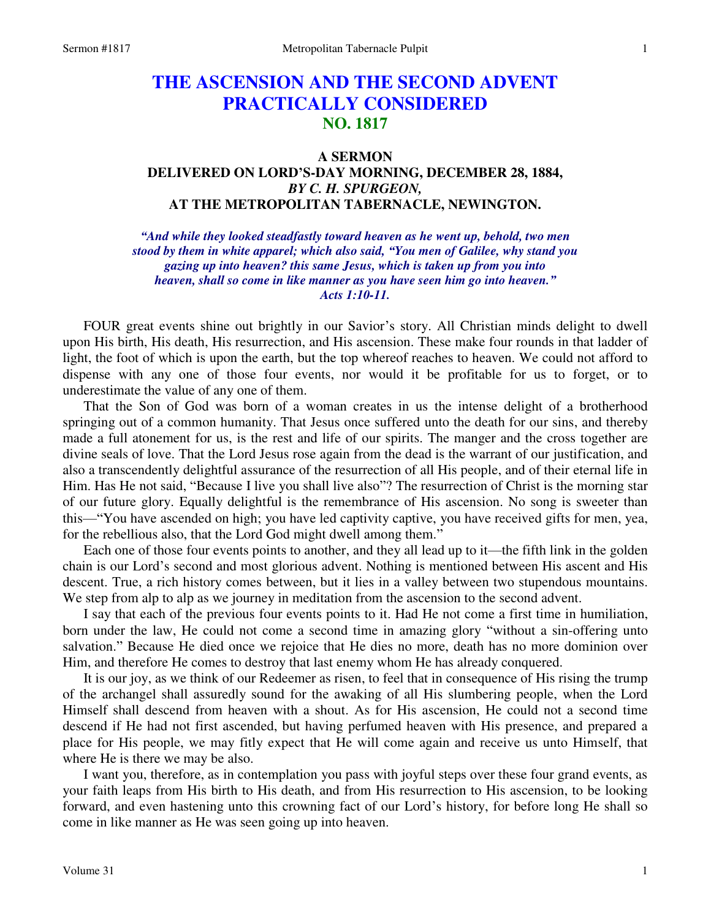# THE ASCENSION AND THE SECOND ADVENT PRACTICALLY CONSIDERED
## NO. 1817

### A SERMON
### DELIVERED ON LORD'S-DAY MORNING, DECEMBER 28, 1884,
### *BY C. H. SPURGEON,*
### AT THE METROPOLITAN TABERNACLE, NEWINGTON.

*"And while they looked steadfastly toward heaven as he went up, behold, two men stood by them in white apparel; which also said, "You men of Galilee, why stand you gazing up into heaven? this same Jesus, which is taken up from you into heaven, shall so come in like manner as you have seen him go into heaven." Acts 1:10-11.*

FOUR great events shine out brightly in our Savior's story. All Christian minds delight to dwell upon His birth, His death, His resurrection, and His ascension. These make four rounds in that ladder of light, the foot of which is upon the earth, but the top whereof reaches to heaven. We could not afford to dispense with any one of those four events, nor would it be profitable for us to forget, or to underestimate the value of any one of them.

That the Son of God was born of a woman creates in us the intense delight of a brotherhood springing out of a common humanity. That Jesus once suffered unto the death for our sins, and thereby made a full atonement for us, is the rest and life of our spirits. The manger and the cross together are divine seals of love. That the Lord Jesus rose again from the dead is the warrant of our justification, and also a transcendently delightful assurance of the resurrection of all His people, and of their eternal life in Him. Has He not said, "Because I live you shall live also"? The resurrection of Christ is the morning star of our future glory. Equally delightful is the remembrance of His ascension. No song is sweeter than this—"You have ascended on high; you have led captivity captive, you have received gifts for men, yea, for the rebellious also, that the Lord God might dwell among them."

Each one of those four events points to another, and they all lead up to it—the fifth link in the golden chain is our Lord's second and most glorious advent. Nothing is mentioned between His ascent and His descent. True, a rich history comes between, but it lies in a valley between two stupendous mountains. We step from alp to alp as we journey in meditation from the ascension to the second advent.

I say that each of the previous four events points to it. Had He not come a first time in humiliation, born under the law, He could not come a second time in amazing glory "without a sin-offering unto salvation." Because He died once we rejoice that He dies no more, death has no more dominion over Him, and therefore He comes to destroy that last enemy whom He has already conquered.

It is our joy, as we think of our Redeemer as risen, to feel that in consequence of His rising the trump of the archangel shall assuredly sound for the awaking of all His slumbering people, when the Lord Himself shall descend from heaven with a shout. As for His ascension, He could not a second time descend if He had not first ascended, but having perfumed heaven with His presence, and prepared a place for His people, we may fitly expect that He will come again and receive us unto Himself, that where He is there we may be also.

I want you, therefore, as in contemplation you pass with joyful steps over these four grand events, as your faith leaps from His birth to His death, and from His resurrection to His ascension, to be looking forward, and even hastening unto this crowning fact of our Lord's history, for before long He shall so come in like manner as He was seen going up into heaven.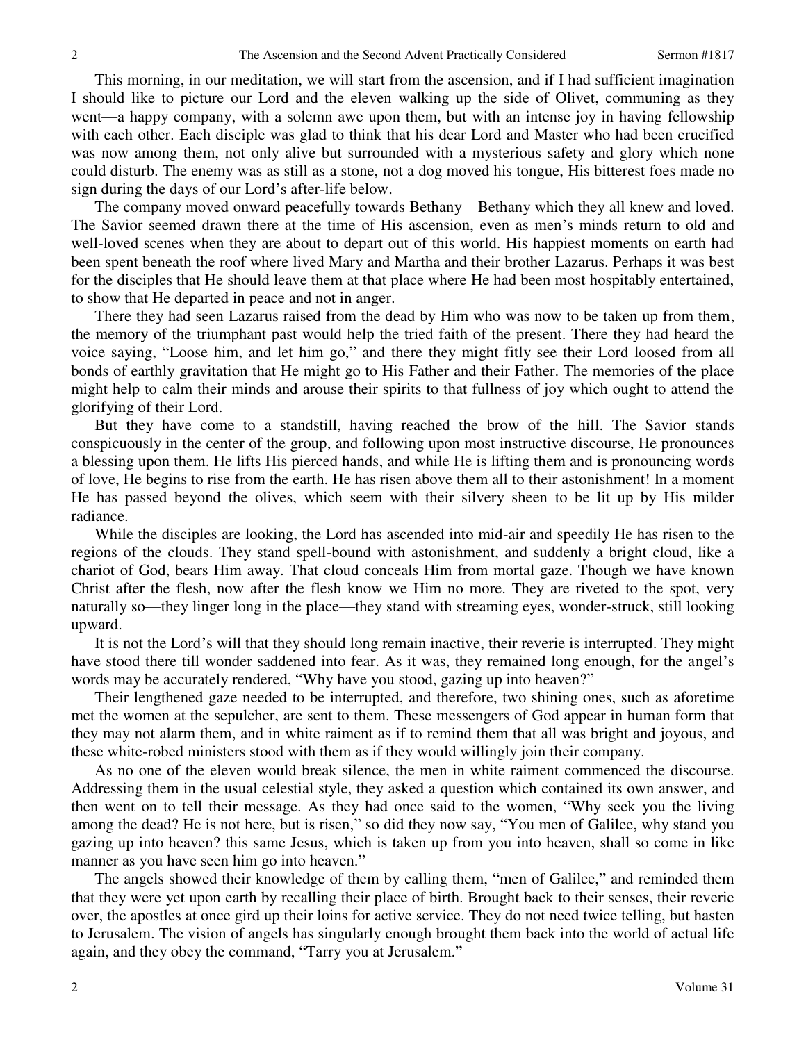This morning, in our meditation, we will start from the ascension, and if I had sufficient imagination I should like to picture our Lord and the eleven walking up the side of Olivet, communing as they went—a happy company, with a solemn awe upon them, but with an intense joy in having fellowship with each other. Each disciple was glad to think that his dear Lord and Master who had been crucified was now among them, not only alive but surrounded with a mysterious safety and glory which none could disturb. The enemy was as still as a stone, not a dog moved his tongue, His bitterest foes made no sign during the days of our Lord's after-life below.

The company moved onward peacefully towards Bethany—Bethany which they all knew and loved. The Savior seemed drawn there at the time of His ascension, even as men's minds return to old and well-loved scenes when they are about to depart out of this world. His happiest moments on earth had been spent beneath the roof where lived Mary and Martha and their brother Lazarus. Perhaps it was best for the disciples that He should leave them at that place where He had been most hospitably entertained, to show that He departed in peace and not in anger.

There they had seen Lazarus raised from the dead by Him who was now to be taken up from them, the memory of the triumphant past would help the tried faith of the present. There they had heard the voice saying, "Loose him, and let him go," and there they might fitly see their Lord loosed from all bonds of earthly gravitation that He might go to His Father and their Father. The memories of the place might help to calm their minds and arouse their spirits to that fullness of joy which ought to attend the glorifying of their Lord.

But they have come to a standstill, having reached the brow of the hill. The Savior stands conspicuously in the center of the group, and following upon most instructive discourse, He pronounces a blessing upon them. He lifts His pierced hands, and while He is lifting them and is pronouncing words of love, He begins to rise from the earth. He has risen above them all to their astonishment! In a moment He has passed beyond the olives, which seem with their silvery sheen to be lit up by His milder radiance.

While the disciples are looking, the Lord has ascended into mid-air and speedily He has risen to the regions of the clouds. They stand spell-bound with astonishment, and suddenly a bright cloud, like a chariot of God, bears Him away. That cloud conceals Him from mortal gaze. Though we have known Christ after the flesh, now after the flesh know we Him no more. They are riveted to the spot, very naturally so—they linger long in the place—they stand with streaming eyes, wonder-struck, still looking upward.

It is not the Lord's will that they should long remain inactive, their reverie is interrupted. They might have stood there till wonder saddened into fear. As it was, they remained long enough, for the angel's words may be accurately rendered, "Why have you stood, gazing up into heaven?"

Their lengthened gaze needed to be interrupted, and therefore, two shining ones, such as aforetime met the women at the sepulcher, are sent to them. These messengers of God appear in human form that they may not alarm them, and in white raiment as if to remind them that all was bright and joyous, and these white-robed ministers stood with them as if they would willingly join their company.

As no one of the eleven would break silence, the men in white raiment commenced the discourse. Addressing them in the usual celestial style, they asked a question which contained its own answer, and then went on to tell their message. As they had once said to the women, "Why seek you the living among the dead? He is not here, but is risen," so did they now say, "You men of Galilee, why stand you gazing up into heaven? this same Jesus, which is taken up from you into heaven, shall so come in like manner as you have seen him go into heaven."

The angels showed their knowledge of them by calling them, "men of Galilee," and reminded them that they were yet upon earth by recalling their place of birth. Brought back to their senses, their reverie over, the apostles at once gird up their loins for active service. They do not need twice telling, but hasten to Jerusalem. The vision of angels has singularly enough brought them back into the world of actual life again, and they obey the command, "Tarry you at Jerusalem."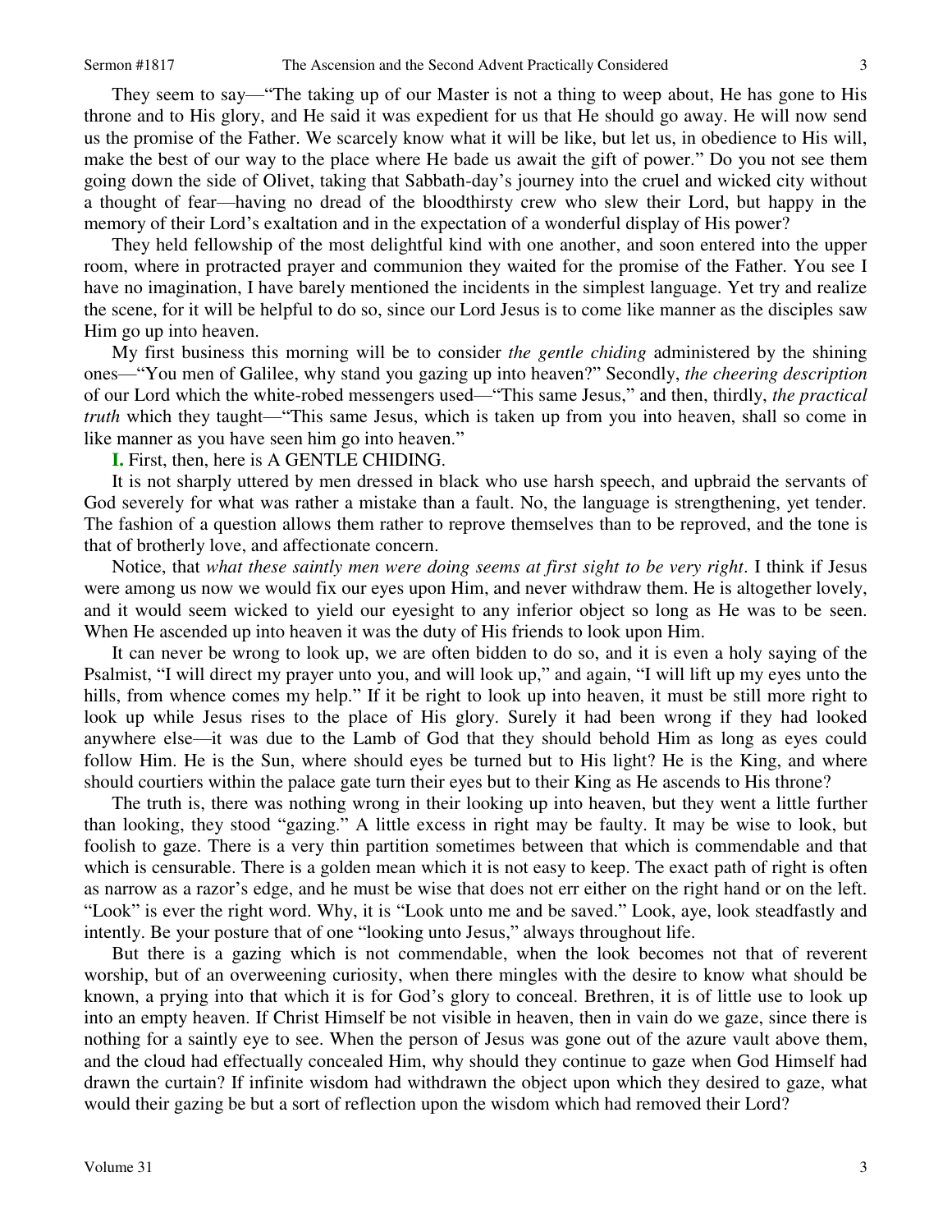They seem to say—"The taking up of our Master is not a thing to weep about, He has gone to His throne and to His glory, and He said it was expedient for us that He should go away. He will now send us the promise of the Father. We scarcely know what it will be like, but let us, in obedience to His will, make the best of our way to the place where He bade us await the gift of power." Do you not see them going down the side of Olivet, taking that Sabbath-day's journey into the cruel and wicked city without a thought of fear—having no dread of the bloodthirsty crew who slew their Lord, but happy in the memory of their Lord's exaltation and in the expectation of a wonderful display of His power?

They held fellowship of the most delightful kind with one another, and soon entered into the upper room, where in protracted prayer and communion they waited for the promise of the Father. You see I have no imagination, I have barely mentioned the incidents in the simplest language. Yet try and realize the scene, for it will be helpful to do so, since our Lord Jesus is to come like manner as the disciples saw Him go up into heaven.

My first business this morning will be to consider *the gentle chiding* administered by the shining ones—"You men of Galilee, why stand you gazing up into heaven?" Secondly, *the cheering description* of our Lord which the white-robed messengers used—"This same Jesus," and then, thirdly, *the practical truth* which they taught—"This same Jesus, which is taken up from you into heaven, shall so come in like manner as you have seen him go into heaven."

**I.** First, then, here is A GENTLE CHIDING.

It is not sharply uttered by men dressed in black who use harsh speech, and upbraid the servants of God severely for what was rather a mistake than a fault. No, the language is strengthening, yet tender. The fashion of a question allows them rather to reprove themselves than to be reproved, and the tone is that of brotherly love, and affectionate concern.

Notice, that *what these saintly men were doing seems at first sight to be very right*. I think if Jesus were among us now we would fix our eyes upon Him, and never withdraw them. He is altogether lovely, and it would seem wicked to yield our eyesight to any inferior object so long as He was to be seen. When He ascended up into heaven it was the duty of His friends to look upon Him.

It can never be wrong to look up, we are often bidden to do so, and it is even a holy saying of the Psalmist, "I will direct my prayer unto you, and will look up," and again, "I will lift up my eyes unto the hills, from whence comes my help." If it be right to look up into heaven, it must be still more right to look up while Jesus rises to the place of His glory. Surely it had been wrong if they had looked anywhere else—it was due to the Lamb of God that they should behold Him as long as eyes could follow Him. He is the Sun, where should eyes be turned but to His light? He is the King, and where should courtiers within the palace gate turn their eyes but to their King as He ascends to His throne?

The truth is, there was nothing wrong in their looking up into heaven, but they went a little further than looking, they stood "gazing." A little excess in right may be faulty. It may be wise to look, but foolish to gaze. There is a very thin partition sometimes between that which is commendable and that which is censurable. There is a golden mean which it is not easy to keep. The exact path of right is often as narrow as a razor's edge, and he must be wise that does not err either on the right hand or on the left. "Look" is ever the right word. Why, it is "Look unto me and be saved." Look, aye, look steadfastly and intently. Be your posture that of one "looking unto Jesus," always throughout life.

But there is a gazing which is not commendable, when the look becomes not that of reverent worship, but of an overweening curiosity, when there mingles with the desire to know what should be known, a prying into that which it is for God's glory to conceal. Brethren, it is of little use to look up into an empty heaven. If Christ Himself be not visible in heaven, then in vain do we gaze, since there is nothing for a saintly eye to see. When the person of Jesus was gone out of the azure vault above them, and the cloud had effectually concealed Him, why should they continue to gaze when God Himself had drawn the curtain? If infinite wisdom had withdrawn the object upon which they desired to gaze, what would their gazing be but a sort of reflection upon the wisdom which had removed their Lord?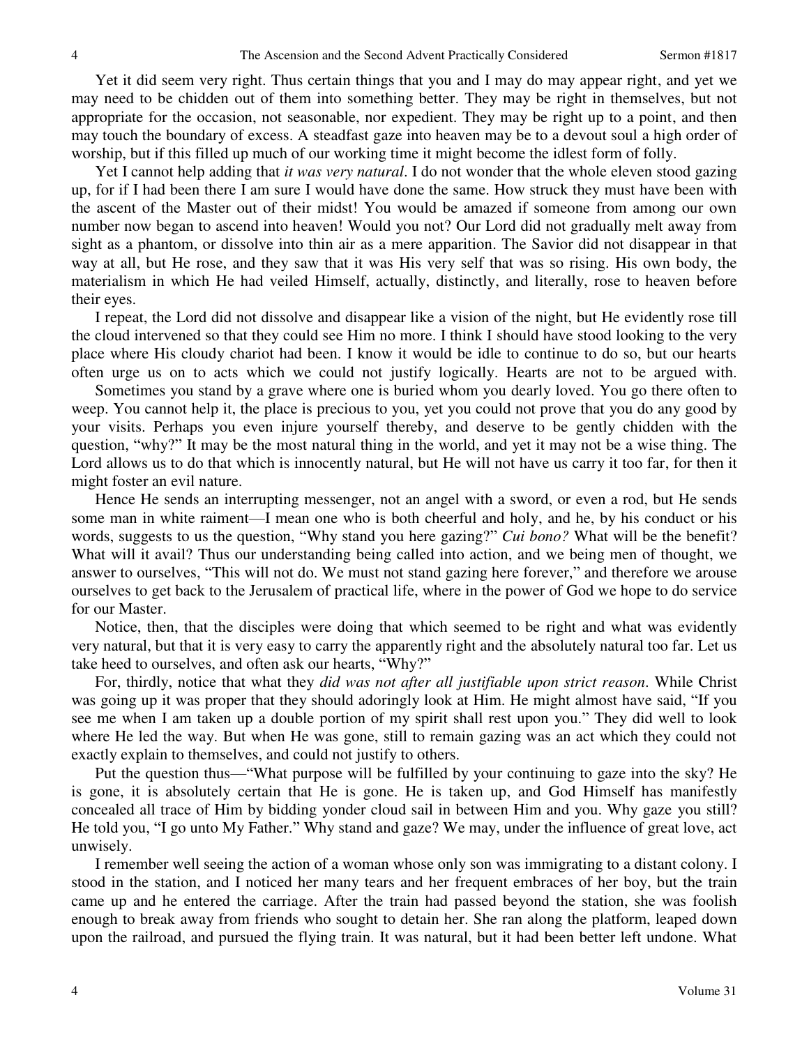Yet it did seem very right. Thus certain things that you and I may do may appear right, and yet we may need to be chidden out of them into something better. They may be right in themselves, but not appropriate for the occasion, not seasonable, nor expedient. They may be right up to a point, and then may touch the boundary of excess. A steadfast gaze into heaven may be to a devout soul a high order of worship, but if this filled up much of our working time it might become the idlest form of folly.

Yet I cannot help adding that *it was very natural*. I do not wonder that the whole eleven stood gazing up, for if I had been there I am sure I would have done the same. How struck they must have been with the ascent of the Master out of their midst! You would be amazed if someone from among our own number now began to ascend into heaven! Would you not? Our Lord did not gradually melt away from sight as a phantom, or dissolve into thin air as a mere apparition. The Savior did not disappear in that way at all, but He rose, and they saw that it was His very self that was so rising. His own body, the materialism in which He had veiled Himself, actually, distinctly, and literally, rose to heaven before their eyes.

I repeat, the Lord did not dissolve and disappear like a vision of the night, but He evidently rose till the cloud intervened so that they could see Him no more. I think I should have stood looking to the very place where His cloudy chariot had been. I know it would be idle to continue to do so, but our hearts often urge us on to acts which we could not justify logically. Hearts are not to be argued with.

Sometimes you stand by a grave where one is buried whom you dearly loved. You go there often to weep. You cannot help it, the place is precious to you, yet you could not prove that you do any good by your visits. Perhaps you even injure yourself thereby, and deserve to be gently chidden with the question, "why?" It may be the most natural thing in the world, and yet it may not be a wise thing. The Lord allows us to do that which is innocently natural, but He will not have us carry it too far, for then it might foster an evil nature.

Hence He sends an interrupting messenger, not an angel with a sword, or even a rod, but He sends some man in white raiment—I mean one who is both cheerful and holy, and he, by his conduct or his words, suggests to us the question, "Why stand you here gazing?" *Cui bono?* What will be the benefit? What will it avail? Thus our understanding being called into action, and we being men of thought, we answer to ourselves, "This will not do. We must not stand gazing here forever," and therefore we arouse ourselves to get back to the Jerusalem of practical life, where in the power of God we hope to do service for our Master.

Notice, then, that the disciples were doing that which seemed to be right and what was evidently very natural, but that it is very easy to carry the apparently right and the absolutely natural too far. Let us take heed to ourselves, and often ask our hearts, "Why?"

For, thirdly, notice that what they *did was not after all justifiable upon strict reason*. While Christ was going up it was proper that they should adoringly look at Him. He might almost have said, "If you see me when I am taken up a double portion of my spirit shall rest upon you." They did well to look where He led the way. But when He was gone, still to remain gazing was an act which they could not exactly explain to themselves, and could not justify to others.

Put the question thus—"What purpose will be fulfilled by your continuing to gaze into the sky? He is gone, it is absolutely certain that He is gone. He is taken up, and God Himself has manifestly concealed all trace of Him by bidding yonder cloud sail in between Him and you. Why gaze you still? He told you, "I go unto My Father." Why stand and gaze? We may, under the influence of great love, act unwisely.

I remember well seeing the action of a woman whose only son was immigrating to a distant colony. I stood in the station, and I noticed her many tears and her frequent embraces of her boy, but the train came up and he entered the carriage. After the train had passed beyond the station, she was foolish enough to break away from friends who sought to detain her. She ran along the platform, leaped down upon the railroad, and pursued the flying train. It was natural, but it had been better left undone. What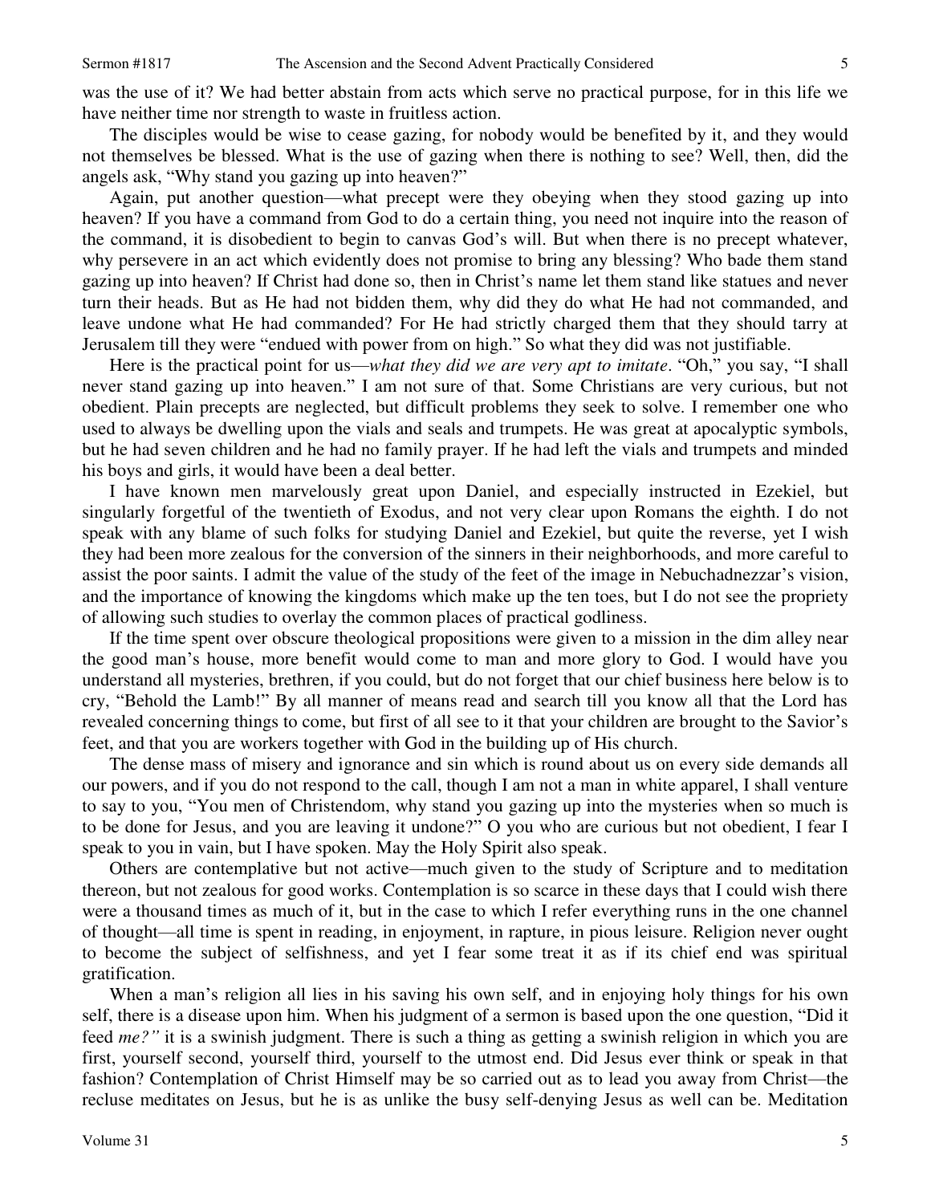was the use of it? We had better abstain from acts which serve no practical purpose, for in this life we have neither time nor strength to waste in fruitless action.

The disciples would be wise to cease gazing, for nobody would be benefited by it, and they would not themselves be blessed. What is the use of gazing when there is nothing to see? Well, then, did the angels ask, "Why stand you gazing up into heaven?"

Again, put another question—what precept were they obeying when they stood gazing up into heaven? If you have a command from God to do a certain thing, you need not inquire into the reason of the command, it is disobedient to begin to canvas God's will. But when there is no precept whatever, why persevere in an act which evidently does not promise to bring any blessing? Who bade them stand gazing up into heaven? If Christ had done so, then in Christ's name let them stand like statues and never turn their heads. But as He had not bidden them, why did they do what He had not commanded, and leave undone what He had commanded? For He had strictly charged them that they should tarry at Jerusalem till they were "endued with power from on high." So what they did was not justifiable.

Here is the practical point for us—*what they did we are very apt to imitate*. "Oh," you say, "I shall never stand gazing up into heaven." I am not sure of that. Some Christians are very curious, but not obedient. Plain precepts are neglected, but difficult problems they seek to solve. I remember one who used to always be dwelling upon the vials and seals and trumpets. He was great at apocalyptic symbols, but he had seven children and he had no family prayer. If he had left the vials and trumpets and minded his boys and girls, it would have been a deal better.

I have known men marvelously great upon Daniel, and especially instructed in Ezekiel, but singularly forgetful of the twentieth of Exodus, and not very clear upon Romans the eighth. I do not speak with any blame of such folks for studying Daniel and Ezekiel, but quite the reverse, yet I wish they had been more zealous for the conversion of the sinners in their neighborhoods, and more careful to assist the poor saints. I admit the value of the study of the feet of the image in Nebuchadnezzar's vision, and the importance of knowing the kingdoms which make up the ten toes, but I do not see the propriety of allowing such studies to overlay the common places of practical godliness.

If the time spent over obscure theological propositions were given to a mission in the dim alley near the good man's house, more benefit would come to man and more glory to God. I would have you understand all mysteries, brethren, if you could, but do not forget that our chief business here below is to cry, "Behold the Lamb!" By all manner of means read and search till you know all that the Lord has revealed concerning things to come, but first of all see to it that your children are brought to the Savior's feet, and that you are workers together with God in the building up of His church.

The dense mass of misery and ignorance and sin which is round about us on every side demands all our powers, and if you do not respond to the call, though I am not a man in white apparel, I shall venture to say to you, "You men of Christendom, why stand you gazing up into the mysteries when so much is to be done for Jesus, and you are leaving it undone?" O you who are curious but not obedient, I fear I speak to you in vain, but I have spoken. May the Holy Spirit also speak.

Others are contemplative but not active—much given to the study of Scripture and to meditation thereon, but not zealous for good works. Contemplation is so scarce in these days that I could wish there were a thousand times as much of it, but in the case to which I refer everything runs in the one channel of thought—all time is spent in reading, in enjoyment, in rapture, in pious leisure. Religion never ought to become the subject of selfishness, and yet I fear some treat it as if its chief end was spiritual gratification.

When a man's religion all lies in his saving his own self, and in enjoying holy things for his own self, there is a disease upon him. When his judgment of a sermon is based upon the one question, "Did it feed *me?"* it is a swinish judgment. There is such a thing as getting a swinish religion in which you are first, yourself second, yourself third, yourself to the utmost end. Did Jesus ever think or speak in that fashion? Contemplation of Christ Himself may be so carried out as to lead you away from Christ—the recluse meditates on Jesus, but he is as unlike the busy self-denying Jesus as well can be. Meditation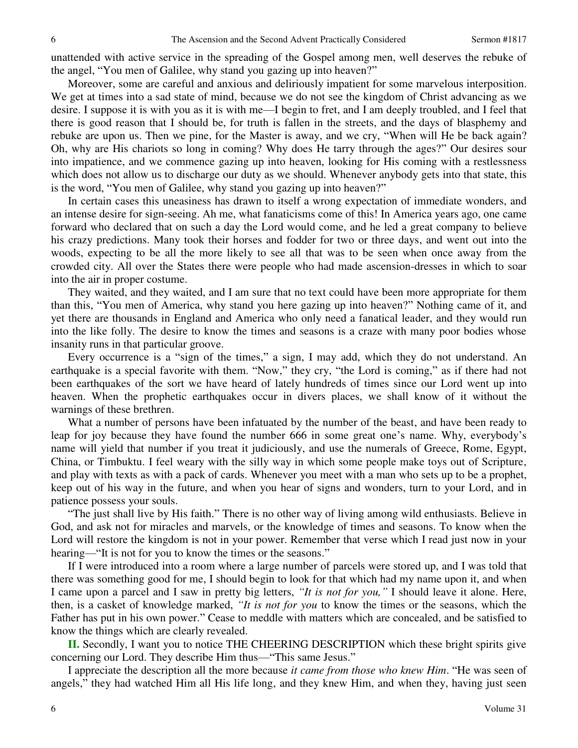unattended with active service in the spreading of the Gospel among men, well deserves the rebuke of the angel, "You men of Galilee, why stand you gazing up into heaven?"

Moreover, some are careful and anxious and deliriously impatient for some marvelous interposition. We get at times into a sad state of mind, because we do not see the kingdom of Christ advancing as we desire. I suppose it is with you as it is with me—I begin to fret, and I am deeply troubled, and I feel that there is good reason that I should be, for truth is fallen in the streets, and the days of blasphemy and rebuke are upon us. Then we pine, for the Master is away, and we cry, "When will He be back again? Oh, why are His chariots so long in coming? Why does He tarry through the ages?" Our desires sour into impatience, and we commence gazing up into heaven, looking for His coming with a restlessness which does not allow us to discharge our duty as we should. Whenever anybody gets into that state, this is the word, "You men of Galilee, why stand you gazing up into heaven?"

In certain cases this uneasiness has drawn to itself a wrong expectation of immediate wonders, and an intense desire for sign-seeing. Ah me, what fanaticisms come of this! In America years ago, one came forward who declared that on such a day the Lord would come, and he led a great company to believe his crazy predictions. Many took their horses and fodder for two or three days, and went out into the woods, expecting to be all the more likely to see all that was to be seen when once away from the crowded city. All over the States there were people who had made ascension-dresses in which to soar into the air in proper costume.

They waited, and they waited, and I am sure that no text could have been more appropriate for them than this, "You men of America, why stand you here gazing up into heaven?" Nothing came of it, and yet there are thousands in England and America who only need a fanatical leader, and they would run into the like folly. The desire to know the times and seasons is a craze with many poor bodies whose insanity runs in that particular groove.

Every occurrence is a "sign of the times," a sign, I may add, which they do not understand. An earthquake is a special favorite with them. "Now," they cry, "the Lord is coming," as if there had not been earthquakes of the sort we have heard of lately hundreds of times since our Lord went up into heaven. When the prophetic earthquakes occur in divers places, we shall know of it without the warnings of these brethren.

What a number of persons have been infatuated by the number of the beast, and have been ready to leap for joy because they have found the number 666 in some great one's name. Why, everybody's name will yield that number if you treat it judiciously, and use the numerals of Greece, Rome, Egypt, China, or Timbuktu. I feel weary with the silly way in which some people make toys out of Scripture, and play with texts as with a pack of cards. Whenever you meet with a man who sets up to be a prophet, keep out of his way in the future, and when you hear of signs and wonders, turn to your Lord, and in patience possess your souls.

"The just shall live by His faith." There is no other way of living among wild enthusiasts. Believe in God, and ask not for miracles and marvels, or the knowledge of times and seasons. To know when the Lord will restore the kingdom is not in your power. Remember that verse which I read just now in your hearing—"It is not for you to know the times or the seasons."

If I were introduced into a room where a large number of parcels were stored up, and I was told that there was something good for me, I should begin to look for that which had my name upon it, and when I came upon a parcel and I saw in pretty big letters, *"It is not for you,"* I should leave it alone. Here, then, is a casket of knowledge marked, *"It is not for you* to know the times or the seasons, which the Father has put in his own power." Cease to meddle with matters which are concealed, and be satisfied to know the things which are clearly revealed.

**II.** Secondly, I want you to notice THE CHEERING DESCRIPTION which these bright spirits give concerning our Lord. They describe Him thus—"This same Jesus."

I appreciate the description all the more because *it came from those who knew Him*. "He was seen of angels," they had watched Him all His life long, and they knew Him, and when they, having just seen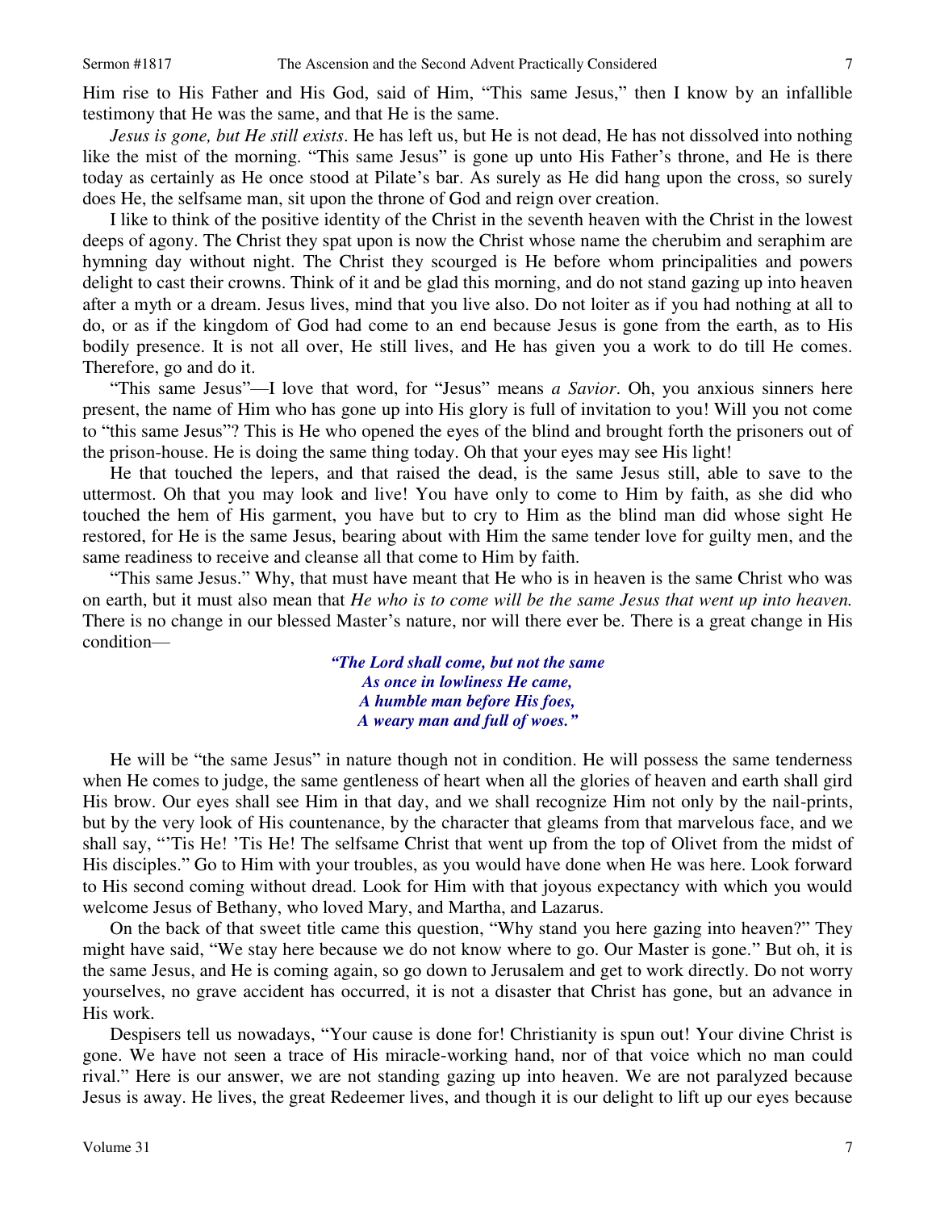Him rise to His Father and His God, said of Him, "This same Jesus," then I know by an infallible testimony that He was the same, and that He is the same.

*Jesus is gone, but He still exists*. He has left us, but He is not dead, He has not dissolved into nothing like the mist of the morning. "This same Jesus" is gone up unto His Father's throne, and He is there today as certainly as He once stood at Pilate's bar. As surely as He did hang upon the cross, so surely does He, the selfsame man, sit upon the throne of God and reign over creation.

I like to think of the positive identity of the Christ in the seventh heaven with the Christ in the lowest deeps of agony. The Christ they spat upon is now the Christ whose name the cherubim and seraphim are hymning day without night. The Christ they scourged is He before whom principalities and powers delight to cast their crowns. Think of it and be glad this morning, and do not stand gazing up into heaven after a myth or a dream. Jesus lives, mind that you live also. Do not loiter as if you had nothing at all to do, or as if the kingdom of God had come to an end because Jesus is gone from the earth, as to His bodily presence. It is not all over, He still lives, and He has given you a work to do till He comes. Therefore, go and do it.

"This same Jesus"—I love that word, for "Jesus" means *a Savior*. Oh, you anxious sinners here present, the name of Him who has gone up into His glory is full of invitation to you! Will you not come to "this same Jesus"? This is He who opened the eyes of the blind and brought forth the prisoners out of the prison-house. He is doing the same thing today. Oh that your eyes may see His light!

He that touched the lepers, and that raised the dead, is the same Jesus still, able to save to the uttermost. Oh that you may look and live! You have only to come to Him by faith, as she did who touched the hem of His garment, you have but to cry to Him as the blind man did whose sight He restored, for He is the same Jesus, bearing about with Him the same tender love for guilty men, and the same readiness to receive and cleanse all that come to Him by faith.

"This same Jesus." Why, that must have meant that He who is in heaven is the same Christ who was on earth, but it must also mean that *He who is to come will be the same Jesus that went up into heaven.* There is no change in our blessed Master's nature, nor will there ever be. There is a great change in His condition—

> ***"The Lord shall come, but not the same***
> ***As once in lowliness He came,***
> ***A humble man before His foes,***
> ***A weary man and full of woes."***

He will be "the same Jesus" in nature though not in condition. He will possess the same tenderness when He comes to judge, the same gentleness of heart when all the glories of heaven and earth shall gird His brow. Our eyes shall see Him in that day, and we shall recognize Him not only by the nail-prints, but by the very look of His countenance, by the character that gleams from that marvelous face, and we shall say, "'Tis He! 'Tis He! The selfsame Christ that went up from the top of Olivet from the midst of His disciples." Go to Him with your troubles, as you would have done when He was here. Look forward to His second coming without dread. Look for Him with that joyous expectancy with which you would welcome Jesus of Bethany, who loved Mary, and Martha, and Lazarus.

On the back of that sweet title came this question, "Why stand you here gazing into heaven?" They might have said, "We stay here because we do not know where to go. Our Master is gone." But oh, it is the same Jesus, and He is coming again, so go down to Jerusalem and get to work directly. Do not worry yourselves, no grave accident has occurred, it is not a disaster that Christ has gone, but an advance in His work.

Despisers tell us nowadays, "Your cause is done for! Christianity is spun out! Your divine Christ is gone. We have not seen a trace of His miracle-working hand, nor of that voice which no man could rival." Here is our answer, we are not standing gazing up into heaven. We are not paralyzed because Jesus is away. He lives, the great Redeemer lives, and though it is our delight to lift up our eyes because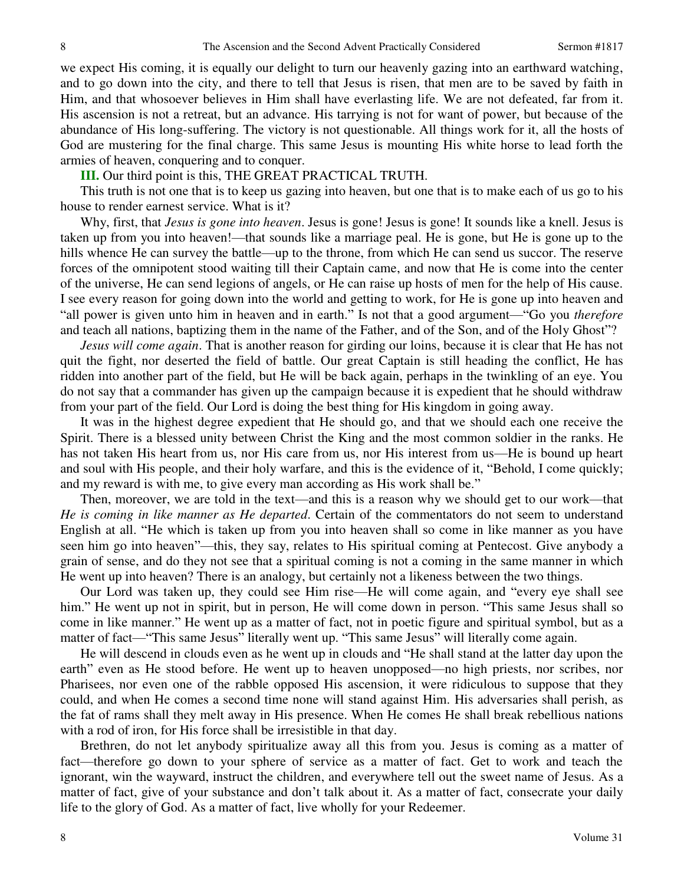we expect His coming, it is equally our delight to turn our heavenly gazing into an earthward watching, and to go down into the city, and there to tell that Jesus is risen, that men are to be saved by faith in Him, and that whosoever believes in Him shall have everlasting life. We are not defeated, far from it. His ascension is not a retreat, but an advance. His tarrying is not for want of power, but because of the abundance of His long-suffering. The victory is not questionable. All things work for it, all the hosts of God are mustering for the final charge. This same Jesus is mounting His white horse to lead forth the armies of heaven, conquering and to conquer.

**III.** Our third point is this, THE GREAT PRACTICAL TRUTH.

This truth is not one that is to keep us gazing into heaven, but one that is to make each of us go to his house to render earnest service. What is it?

Why, first, that *Jesus is gone into heaven*. Jesus is gone! Jesus is gone! It sounds like a knell. Jesus is taken up from you into heaven!—that sounds like a marriage peal. He is gone, but He is gone up to the hills whence He can survey the battle—up to the throne, from which He can send us succor. The reserve forces of the omnipotent stood waiting till their Captain came, and now that He is come into the center of the universe, He can send legions of angels, or He can raise up hosts of men for the help of His cause. I see every reason for going down into the world and getting to work, for He is gone up into heaven and "all power is given unto him in heaven and in earth." Is not that a good argument—"Go you *therefore* and teach all nations, baptizing them in the name of the Father, and of the Son, and of the Holy Ghost"?

*Jesus will come again*. That is another reason for girding our loins, because it is clear that He has not quit the fight, nor deserted the field of battle. Our great Captain is still heading the conflict, He has ridden into another part of the field, but He will be back again, perhaps in the twinkling of an eye. You do not say that a commander has given up the campaign because it is expedient that he should withdraw from your part of the field. Our Lord is doing the best thing for His kingdom in going away.

It was in the highest degree expedient that He should go, and that we should each one receive the Spirit. There is a blessed unity between Christ the King and the most common soldier in the ranks. He has not taken His heart from us, nor His care from us, nor His interest from us—He is bound up heart and soul with His people, and their holy warfare, and this is the evidence of it, "Behold, I come quickly; and my reward is with me, to give every man according as His work shall be."

Then, moreover, we are told in the text—and this is a reason why we should get to our work—that *He is coming in like manner as He departed*. Certain of the commentators do not seem to understand English at all. "He which is taken up from you into heaven shall so come in like manner as you have seen him go into heaven"—this, they say, relates to His spiritual coming at Pentecost. Give anybody a grain of sense, and do they not see that a spiritual coming is not a coming in the same manner in which He went up into heaven? There is an analogy, but certainly not a likeness between the two things.

Our Lord was taken up, they could see Him rise—He will come again, and "every eye shall see him." He went up not in spirit, but in person, He will come down in person. "This same Jesus shall so come in like manner." He went up as a matter of fact, not in poetic figure and spiritual symbol, but as a matter of fact—"This same Jesus" literally went up. "This same Jesus" will literally come again.

He will descend in clouds even as he went up in clouds and "He shall stand at the latter day upon the earth" even as He stood before. He went up to heaven unopposed—no high priests, nor scribes, nor Pharisees, nor even one of the rabble opposed His ascension, it were ridiculous to suppose that they could, and when He comes a second time none will stand against Him. His adversaries shall perish, as the fat of rams shall they melt away in His presence. When He comes He shall break rebellious nations with a rod of iron, for His force shall be irresistible in that day.

Brethren, do not let anybody spiritualize away all this from you. Jesus is coming as a matter of fact—therefore go down to your sphere of service as a matter of fact. Get to work and teach the ignorant, win the wayward, instruct the children, and everywhere tell out the sweet name of Jesus. As a matter of fact, give of your substance and don't talk about it. As a matter of fact, consecrate your daily life to the glory of God. As a matter of fact, live wholly for your Redeemer.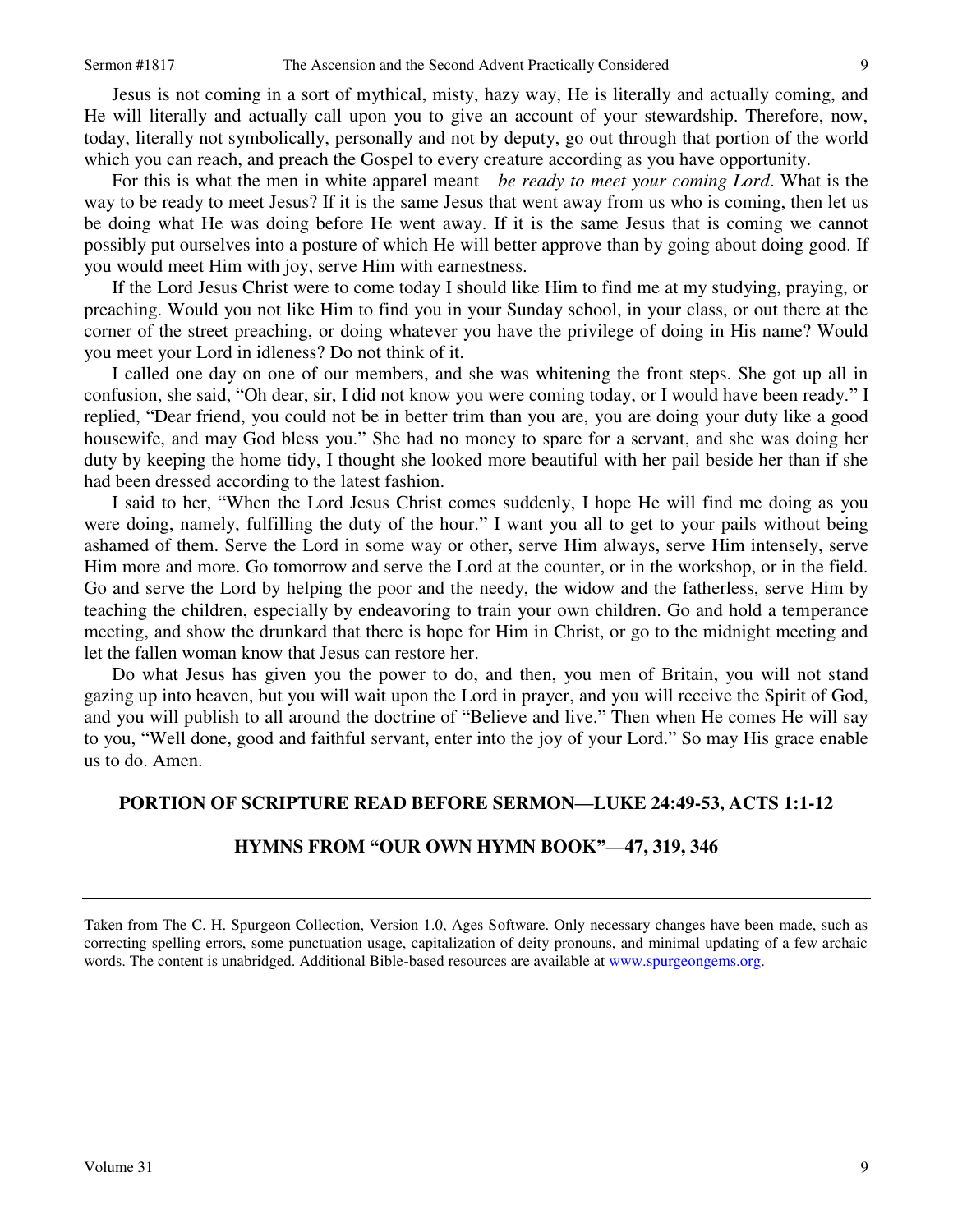Jesus is not coming in a sort of mythical, misty, hazy way, He is literally and actually coming, and He will literally and actually call upon you to give an account of your stewardship. Therefore, now, today, literally not symbolically, personally and not by deputy, go out through that portion of the world which you can reach, and preach the Gospel to every creature according as you have opportunity.

For this is what the men in white apparel meant—*be ready to meet your coming Lord*. What is the way to be ready to meet Jesus? If it is the same Jesus that went away from us who is coming, then let us be doing what He was doing before He went away. If it is the same Jesus that is coming we cannot possibly put ourselves into a posture of which He will better approve than by going about doing good. If you would meet Him with joy, serve Him with earnestness.

If the Lord Jesus Christ were to come today I should like Him to find me at my studying, praying, or preaching. Would you not like Him to find you in your Sunday school, in your class, or out there at the corner of the street preaching, or doing whatever you have the privilege of doing in His name? Would you meet your Lord in idleness? Do not think of it.

I called one day on one of our members, and she was whitening the front steps. She got up all in confusion, she said, "Oh dear, sir, I did not know you were coming today, or I would have been ready." I replied, "Dear friend, you could not be in better trim than you are, you are doing your duty like a good housewife, and may God bless you." She had no money to spare for a servant, and she was doing her duty by keeping the home tidy, I thought she looked more beautiful with her pail beside her than if she had been dressed according to the latest fashion.

I said to her, "When the Lord Jesus Christ comes suddenly, I hope He will find me doing as you were doing, namely, fulfilling the duty of the hour." I want you all to get to your pails without being ashamed of them. Serve the Lord in some way or other, serve Him always, serve Him intensely, serve Him more and more. Go tomorrow and serve the Lord at the counter, or in the workshop, or in the field. Go and serve the Lord by helping the poor and the needy, the widow and the fatherless, serve Him by teaching the children, especially by endeavoring to train your own children. Go and hold a temperance meeting, and show the drunkard that there is hope for Him in Christ, or go to the midnight meeting and let the fallen woman know that Jesus can restore her.

Do what Jesus has given you the power to do, and then, you men of Britain, you will not stand gazing up into heaven, but you will wait upon the Lord in prayer, and you will receive the Spirit of God, and you will publish to all around the doctrine of "Believe and live." Then when He comes He will say to you, "Well done, good and faithful servant, enter into the joy of your Lord." So may His grace enable us to do. Amen.

**PORTION OF SCRIPTURE READ BEFORE SERMON—LUKE 24:49-53, ACTS 1:1-12**

**HYMNS FROM "OUR OWN HYMN BOOK"—47, 319, 346**

---

Taken from The C. H. Spurgeon Collection, Version 1.0, Ages Software. Only necessary changes have been made, such as correcting spelling errors, some punctuation usage, capitalization of deity pronouns, and minimal updating of a few archaic words. The content is unabridged. Additional Bible-based resources are available at www.spurgeongems.org.